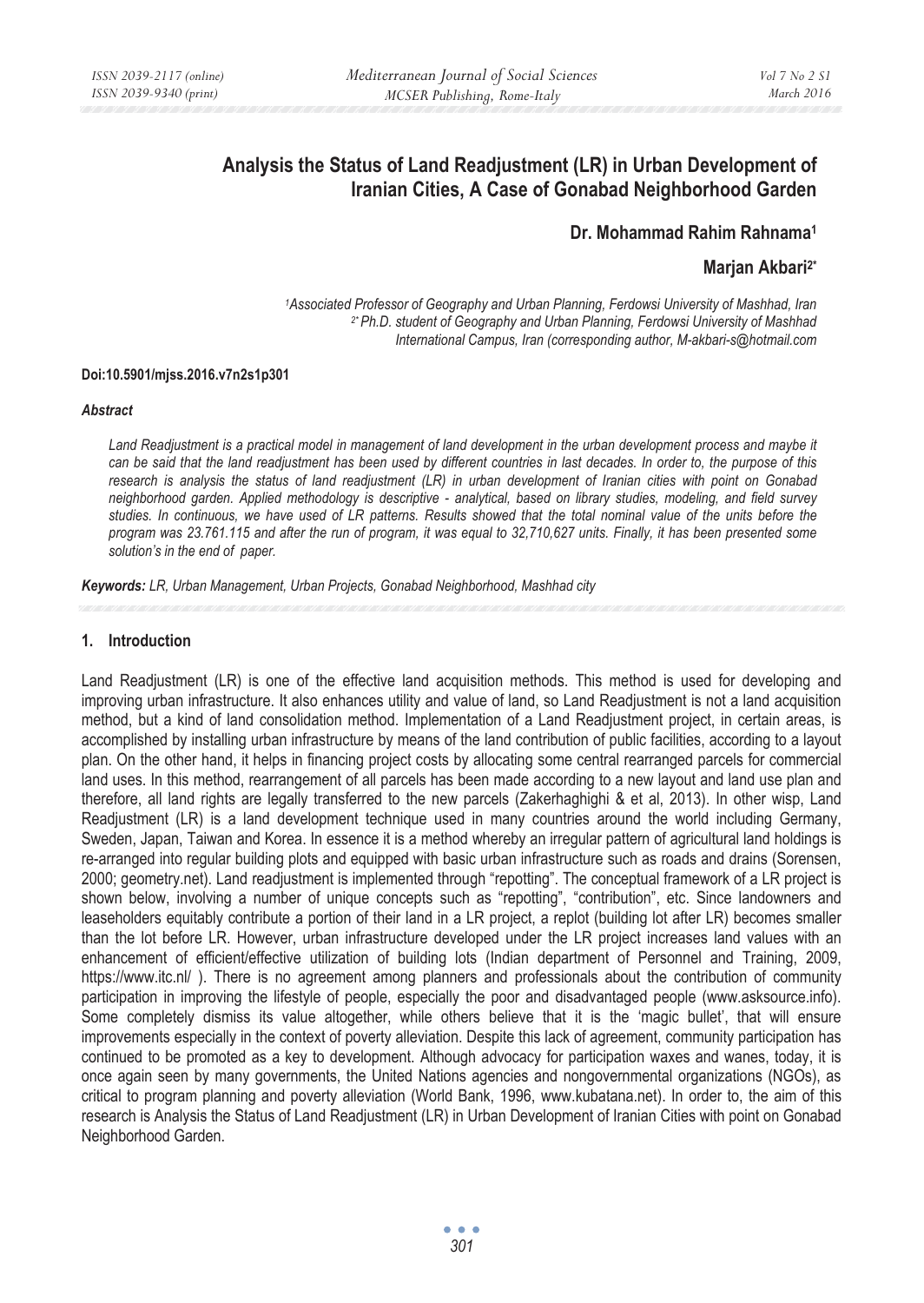# Analysis the Status of Land Readjustment (LR) in Urban Development of Iranian Cities, A Case of Gonabad Neighborhood Garden

**Dr. Mohammad Rahim Rahnama[1]**

**Marjan Akbari[2*]**

*[1]Associated Professor of Geography and Urban Planning, Ferdowsi University of Mashhad, Iran*
*[2*] Ph.D. student of Geography and Urban Planning, Ferdowsi University of Mashhad International Campus, Iran (corresponding author, M-akbari-s@hotmail.com*

**Doi:10.5901/mjss.2016.v7n2s1p301**

***Abstract***

*Land Readjustment is a practical model in management of land development in the urban development process and maybe it can be said that the land readjustment has been used by different countries in last decades. In order to, the purpose of this research is analysis the status of land readjustment (LR) in urban development of Iranian cities with point on Gonabad neighborhood garden. Applied methodology is descriptive - analytical, based on library studies, modeling, and field survey studies. In continuous, we have used of LR patterns. Results showed that the total nominal value of the units before the program was 23.761.115 and after the run of program, it was equal to 32,710,627 units. Finally, it has been presented some solution's in the end of paper.*

***Keywords:** LR, Urban Management, Urban Projects, Gonabad Neighborhood, Mashhad city*

## 1. Introduction

Land Readjustment (LR) is one of the effective land acquisition methods. This method is used for developing and improving urban infrastructure. It also enhances utility and value of land, so Land Readjustment is not a land acquisition method, but a kind of land consolidation method. Implementation of a Land Readjustment project, in certain areas, is accomplished by installing urban infrastructure by means of the land contribution of public facilities, according to a layout plan. On the other hand, it helps in financing project costs by allocating some central rearranged parcels for commercial land uses. In this method, rearrangement of all parcels has been made according to a new layout and land use plan and therefore, all land rights are legally transferred to the new parcels (Zakerhaghighi & et al, 2013). In other wisp, Land Readjustment (LR) is a land development technique used in many countries around the world including Germany, Sweden, Japan, Taiwan and Korea. In essence it is a method whereby an irregular pattern of agricultural land holdings is re-arranged into regular building plots and equipped with basic urban infrastructure such as roads and drains (Sorensen, 2000; geometry.net). Land readjustment is implemented through "repotting". The conceptual framework of a LR project is shown below, involving a number of unique concepts such as "repotting", "contribution", etc. Since landowners and leaseholders equitably contribute a portion of their land in a LR project, a replot (building lot after LR) becomes smaller than the lot before LR. However, urban infrastructure developed under the LR project increases land values with an enhancement of efficient/effective utilization of building lots (Indian department of Personnel and Training, 2009, https://www.itc.nl/ ). There is no agreement among planners and professionals about the contribution of community participation in improving the lifestyle of people, especially the poor and disadvantaged people (www.asksource.info). Some completely dismiss its value altogether, while others believe that it is the 'magic bullet', that will ensure improvements especially in the context of poverty alleviation. Despite this lack of agreement, community participation has continued to be promoted as a key to development. Although advocacy for participation waxes and wanes, today, it is once again seen by many governments, the United Nations agencies and nongovernmental organizations (NGOs), as critical to program planning and poverty alleviation (World Bank, 1996, www.kubatana.net). In order to, the aim of this research is Analysis the Status of Land Readjustment (LR) in Urban Development of Iranian Cities with point on Gonabad Neighborhood Garden.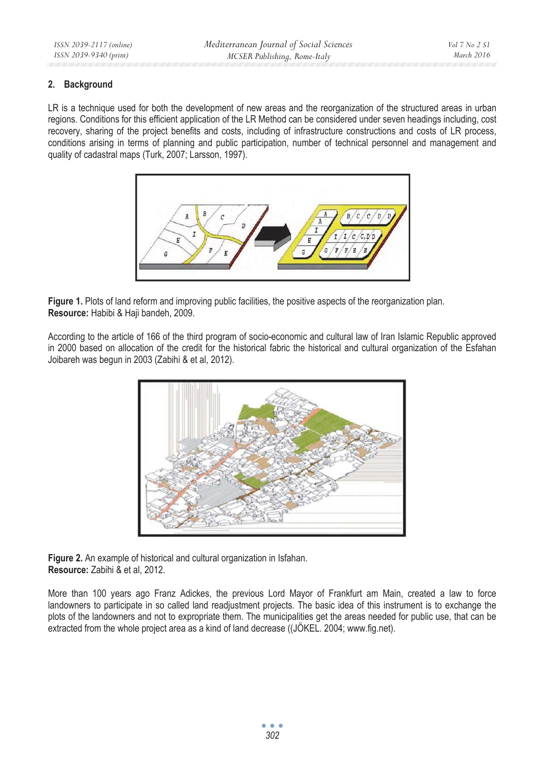## 2. Background

LR is a technique used for both the development of new areas and the reorganization of the structured areas in urban regions. Conditions for this efficient application of the LR Method can be considered under seven headings including, cost recovery, sharing of the project benefits and costs, including of infrastructure constructions and costs of LR process, conditions arising in terms of planning and public participation, number of technical personnel and management and quality of cadastral maps (Turk, 2007; Larsson, 1997).

**Figure 1.** Plots of land reform and improving public facilities, the positive aspects of the reorganization plan.
**Resource:** Habibi & Haji bandeh, 2009.

According to the article of 166 of the third program of socio-economic and cultural law of Iran Islamic Republic approved in 2000 based on allocation of the credit for the historical fabric the historical and cultural organization of the Esfahan Joibareh was begun in 2003 (Zabihi & et al, 2012).

**Figure 2.** An example of historical and cultural organization in Isfahan.
**Resource:** Zabihi & et al, 2012.

More than 100 years ago Franz Adickes, the previous Lord Mayor of Frankfurt am Main, created a law to force landowners to participate in so called land readjustment projects. The basic idea of this instrument is to exchange the plots of the landowners and not to expropriate them. The municipalities get the areas needed for public use, that can be extracted from the whole project area as a kind of land decrease ((JÖKEL. 2004; www.fig.net).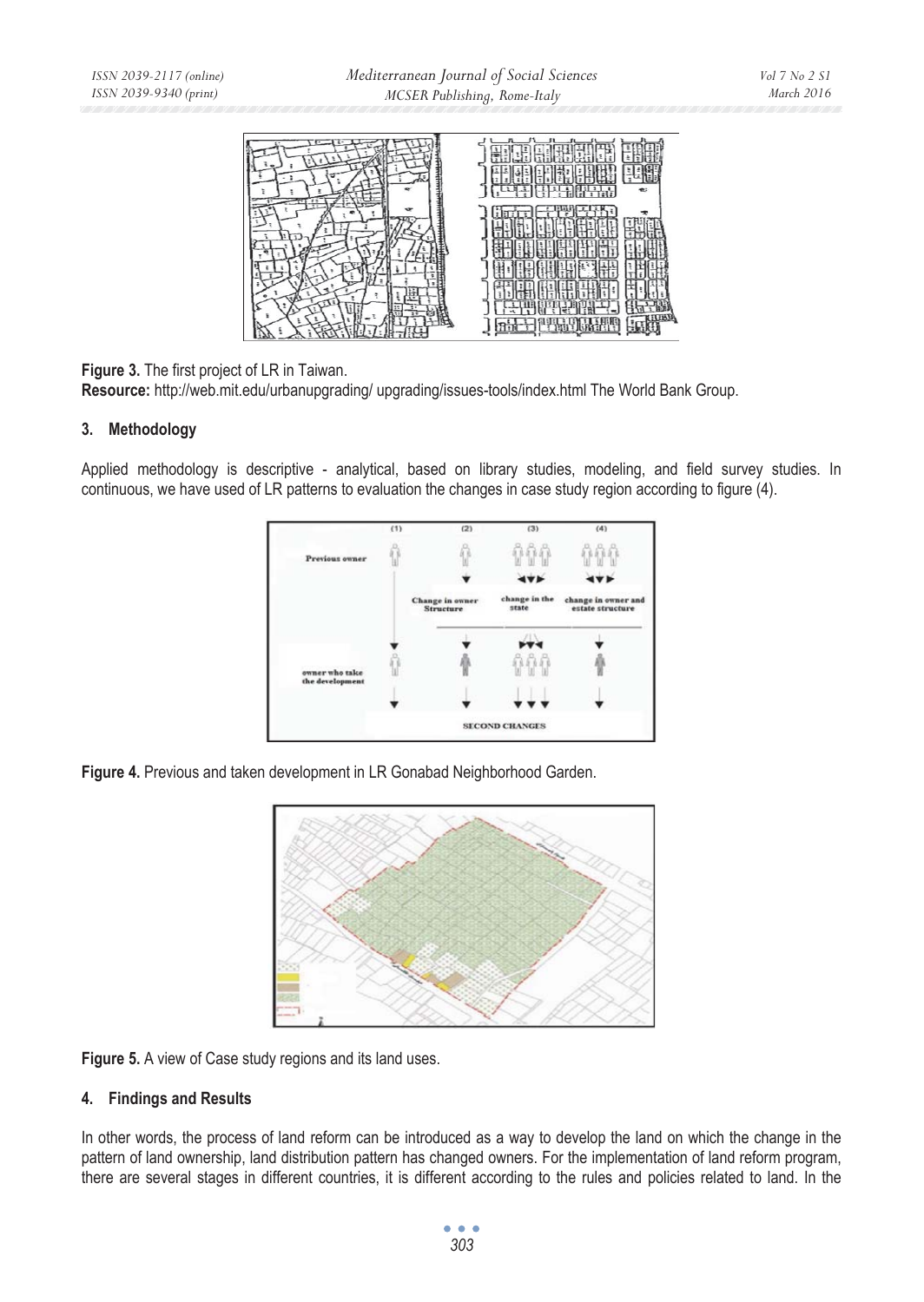**Figure 3.** The first project of LR in Taiwan.
**Resource:** http://web.mit.edu/urbanupgrading/ upgrading/issues-tools/index.html The World Bank Group.

## 3. Methodology

Applied methodology is descriptive - analytical, based on library studies, modeling, and field survey studies. In continuous, we have used of LR patterns to evaluation the changes in case study region according to figure (4).

**Figure 4.** Previous and taken development in LR Gonabad Neighborhood Garden.

**Figure 5.** A view of Case study regions and its land uses.

## 4. Findings and Results

In other words, the process of land reform can be introduced as a way to develop the land on which the change in the pattern of land ownership, land distribution pattern has changed owners. For the implementation of land reform program, there are several stages in different countries, it is different according to the rules and policies related to land. In the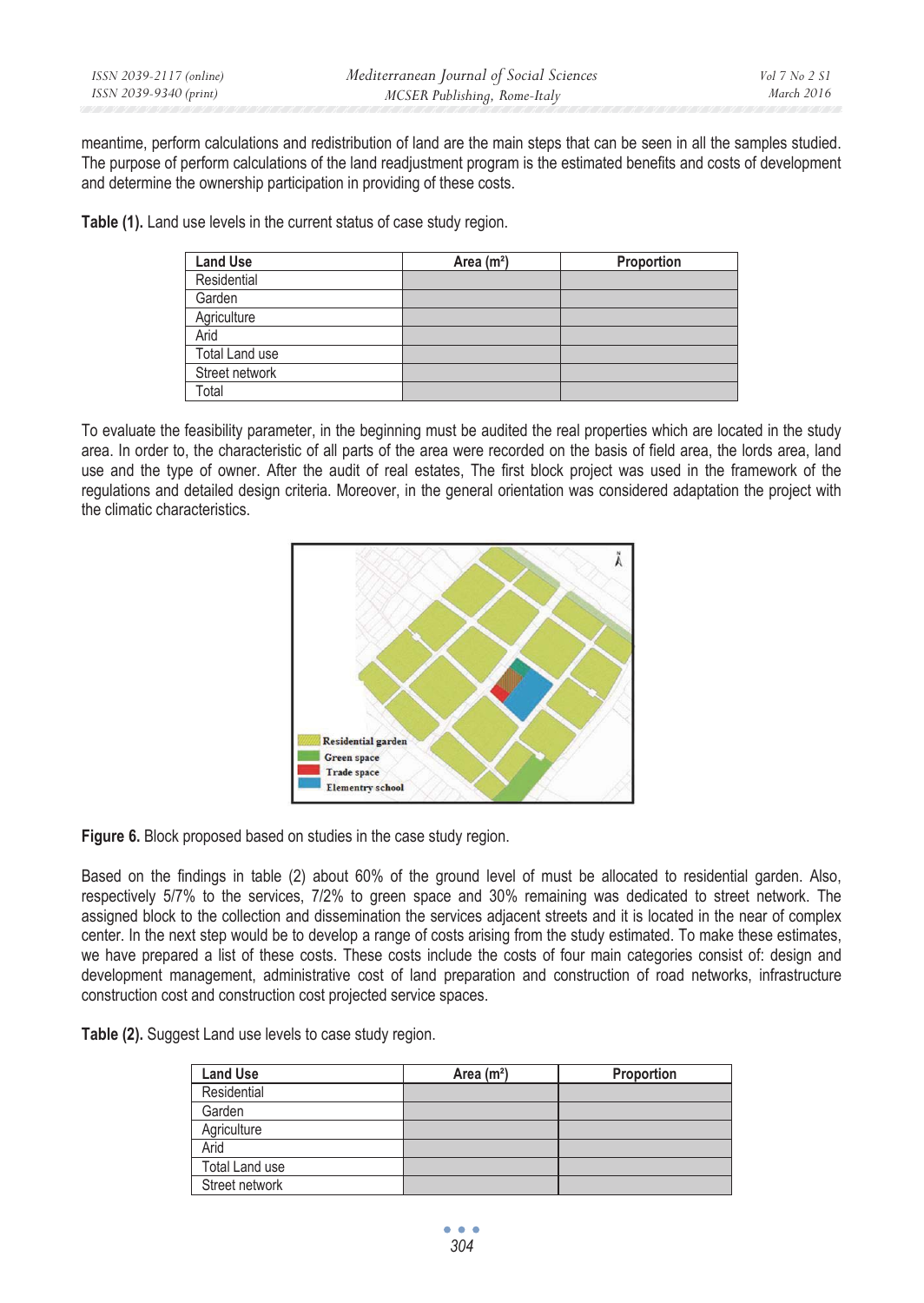meantime, perform calculations and redistribution of land are the main steps that can be seen in all the samples studied. The purpose of perform calculations of the land readjustment program is the estimated benefits and costs of development and determine the ownership participation in providing of these costs.

**Table (1).** Land use levels in the current status of case study region.

| Land Use | Area (m²) | Proportion |
|---|---|---|
| Residential | | |
| Garden | | |
| Agriculture | | |
| Arid | | |
| Total Land use | | |
| Street network | | |
| Total | | |

To evaluate the feasibility parameter, in the beginning must be audited the real properties which are located in the study area. In order to, the characteristic of all parts of the area were recorded on the basis of field area, the lords area, land use and the type of owner. After the audit of real estates, The first block project was used in the framework of the regulations and detailed design criteria. Moreover, in the general orientation was considered adaptation the project with the climatic characteristics.

**Figure 6.** Block proposed based on studies in the case study region.

Based on the findings in table (2) about 60% of the ground level of must be allocated to residential garden. Also, respectively 5/7% to the services, 7/2% to green space and 30% remaining was dedicated to street network. The assigned block to the collection and dissemination the services adjacent streets and it is located in the near of complex center. In the next step would be to develop a range of costs arising from the study estimated. To make these estimates, we have prepared a list of these costs. These costs include the costs of four main categories consist of: design and development management, administrative cost of land preparation and construction of road networks, infrastructure construction cost and construction cost projected service spaces.

**Table (2).** Suggest Land use levels to case study region.

| Land Use | Area (m²) | Proportion |
|---|---|---|
| Residential | | |
| Garden | | |
| Agriculture | | |
| Arid | | |
| Total Land use | | |
| Street network | | |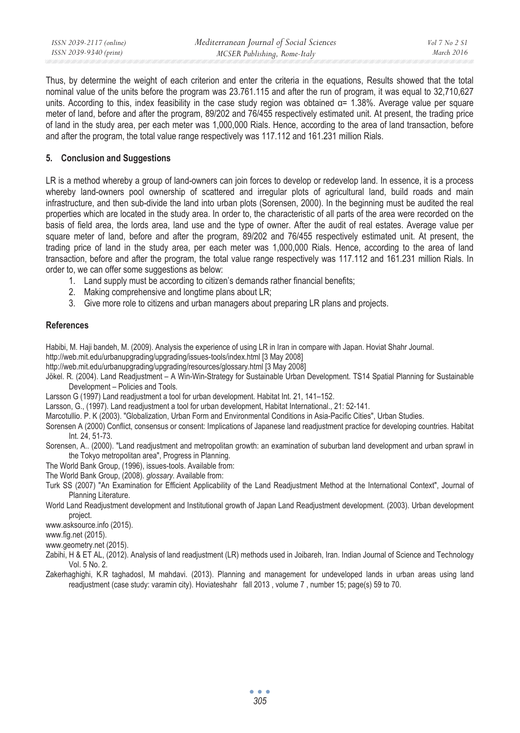Thus, by determine the weight of each criterion and enter the criteria in the equations, Results showed that the total nominal value of the units before the program was 23.761.115 and after the run of program, it was equal to 32,710,627 units. According to this, index feasibility in the case study region was obtained α= 1.38%. Average value per square meter of land, before and after the program, 89/202 and 76/455 respectively estimated unit. At present, the trading price of land in the study area, per each meter was 1,000,000 Rials. Hence, according to the area of land transaction, before and after the program, the total value range respectively was 117.112 and 161.231 million Rials.

## 5. Conclusion and Suggestions

LR is a method whereby a group of land-owners can join forces to develop or redevelop land. In essence, it is a process whereby land-owners pool ownership of scattered and irregular plots of agricultural land, build roads and main infrastructure, and then sub-divide the land into urban plots (Sorensen, 2000). In the beginning must be audited the real properties which are located in the study area. In order to, the characteristic of all parts of the area were recorded on the basis of field area, the lords area, land use and the type of owner. After the audit of real estates. Average value per square meter of land, before and after the program, 89/202 and 76/455 respectively estimated unit. At present, the trading price of land in the study area, per each meter was 1,000,000 Rials. Hence, according to the area of land transaction, before and after the program, the total value range respectively was 117.112 and 161.231 million Rials. In order to, we can offer some suggestions as below:

1. Land supply must be according to citizen's demands rather financial benefits;
2. Making comprehensive and longtime plans about LR;
3. Give more role to citizens and urban managers about preparing LR plans and projects.

## References

Habibi, M. Haji bandeh, M. (2009). Analysis the experience of using LR in Iran in compare with Japan. Hoviat Shahr Journal.

http://web.mit.edu/urbanupgrading/upgrading/issues-tools/index.html [3 May 2008]

http://web.mit.edu/urbanupgrading/upgrading/resources/glossary.html [3 May 2008]

Jökel. R. (2004). Land Readjustment – A Win-Win-Strategy for Sustainable Urban Development. TS14 Spatial Planning for Sustainable Development – Policies and Tools.

Larsson G (1997) Land readjustment a tool for urban development. Habitat Int. 21, 141–152.

Larsson, G., (1997). Land readjustment a tool for urban development, Habitat International., 21: 52-141.

Marcotullio. P. K (2003). "Globalization, Urban Form and Environmental Conditions in Asia-Pacific Cities", Urban Studies.

Sorensen A (2000) Conflict, consensus or consent: Implications of Japanese land readjustment practice for developing countries. Habitat Int. 24, 51-73.

Sorensen, A.. (2000). "Land readjustment and metropolitan growth: an examination of suburban land development and urban sprawl in the Tokyo metropolitan area", Progress in Planning.

The World Bank Group, (1996), issues-tools. Available from:

The World Bank Group, (2008). *glossary*. Available from:

Turk SS (2007) "An Examination for Efficient Applicability of the Land Readjustment Method at the International Context", Journal of Planning Literature.

World Land Readjustment development and Institutional growth of Japan Land Readjustment development. (2003). Urban development project.

www.asksource.info (2015).

www.fig.net (2015).

www.geometry.net (2015).

Zabihi, H & ET AL, (2012). Analysis of land readjustment (LR) methods used in Joibareh, Iran. Indian Journal of Science and Technology Vol. 5 No. 2.

Zakerhaghighi, K.R taghadosI, M mahdavi. (2013). Planning and management for undeveloped lands in urban areas using land readjustment (case study: varamin city). Hoviateshahr fall 2013 , volume 7 , number 15; page(s) 59 to 70.